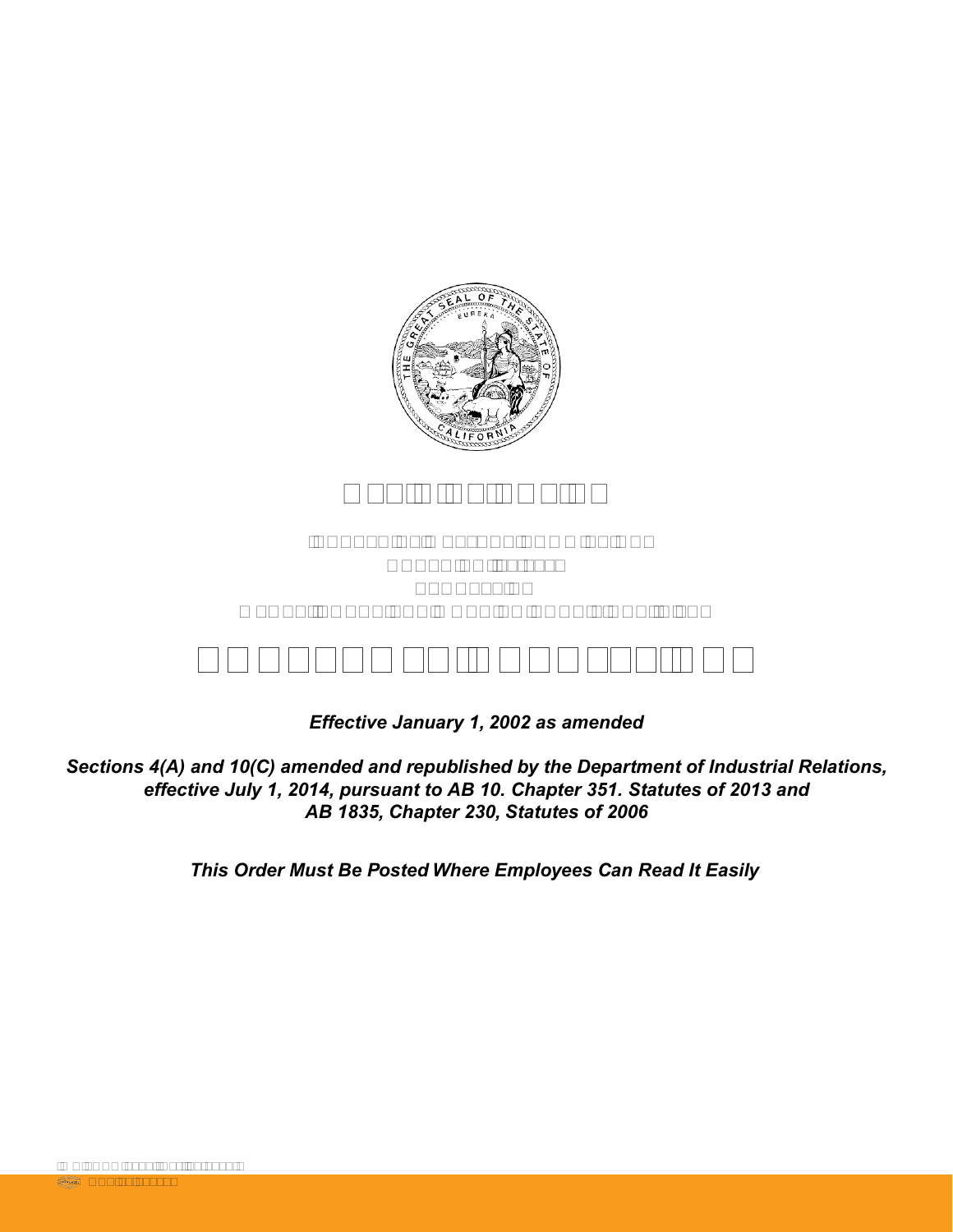*Effective January 1, 2002 as amended*

*Sections 4(A) and 10(C) amended and republished by the Department of Industrial Relations, effective July 1, 2014, pursuant to AB 10. Chapter 351. Statutes of 2013 and AB 1835, Chapter 230, Statutes of 2006*

*This Order Must Be Posted Where Employees Can Read It Easily*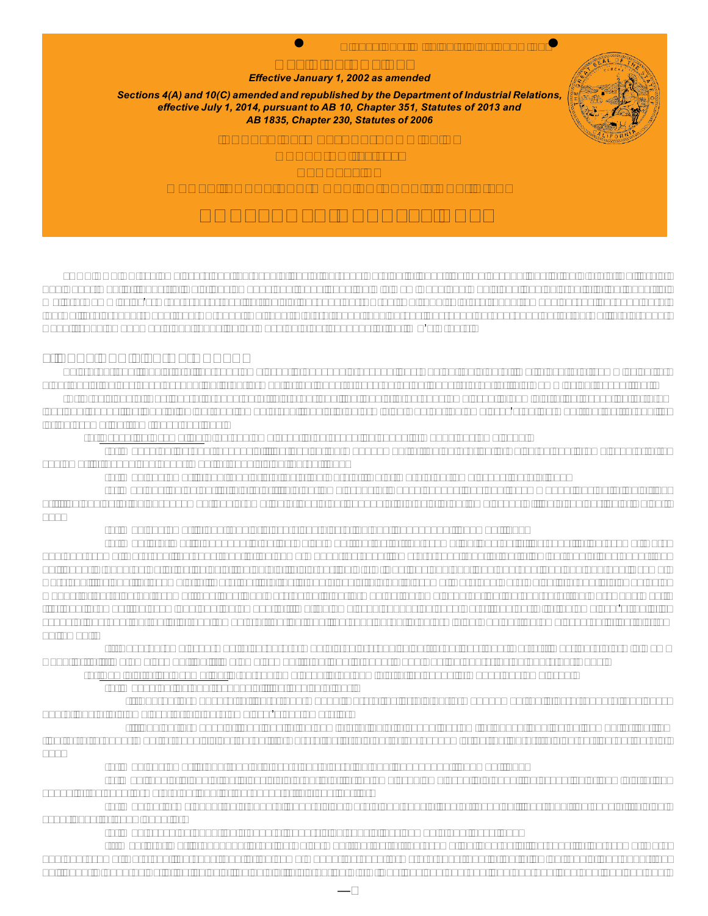*Effective January 1, 2002 as amended*

***Sections 4(A) and 10(C) amended and republished by the Department of Industrial Relations, effective July 1, 2014, pursuant to AB 10, Chapter 351, Statutes of 2013 and AB 1835, Chapter 230, Statutes of 2006***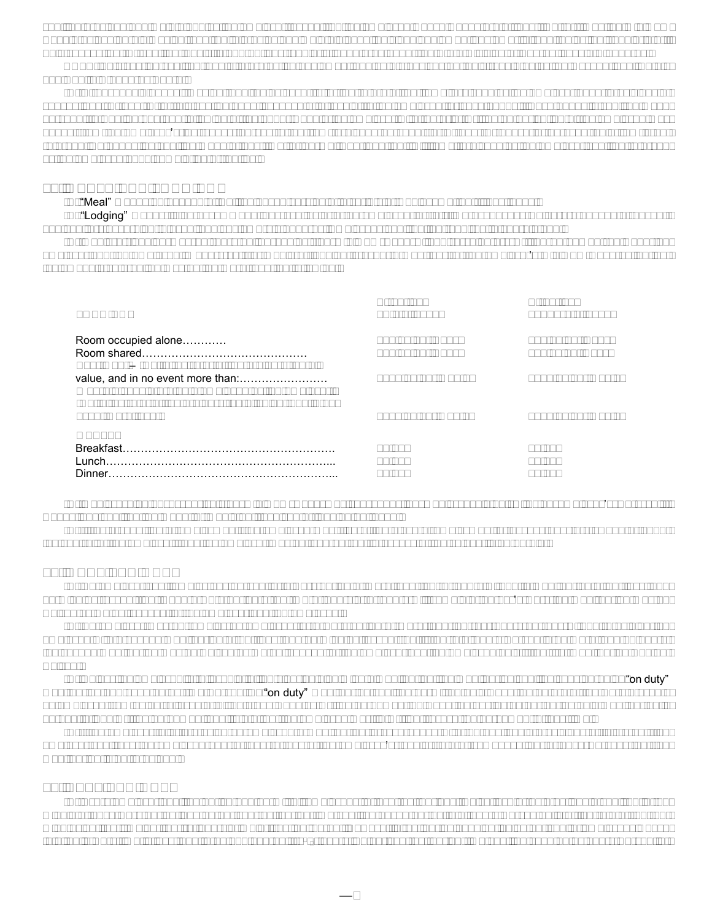"Meal"

"Lodging"

| | | |
|---|---|---|
| Room occupied alone………… | | |
| Room shared……………………………………… | | |
| value, and in no event more than:…………………… | | |
| | | |
| Breakfast…………………………………………………. | | |
| Lunch……………………………………………………... | | |
| Dinner……………………………………………………... | | |

"on duty"

"on duty"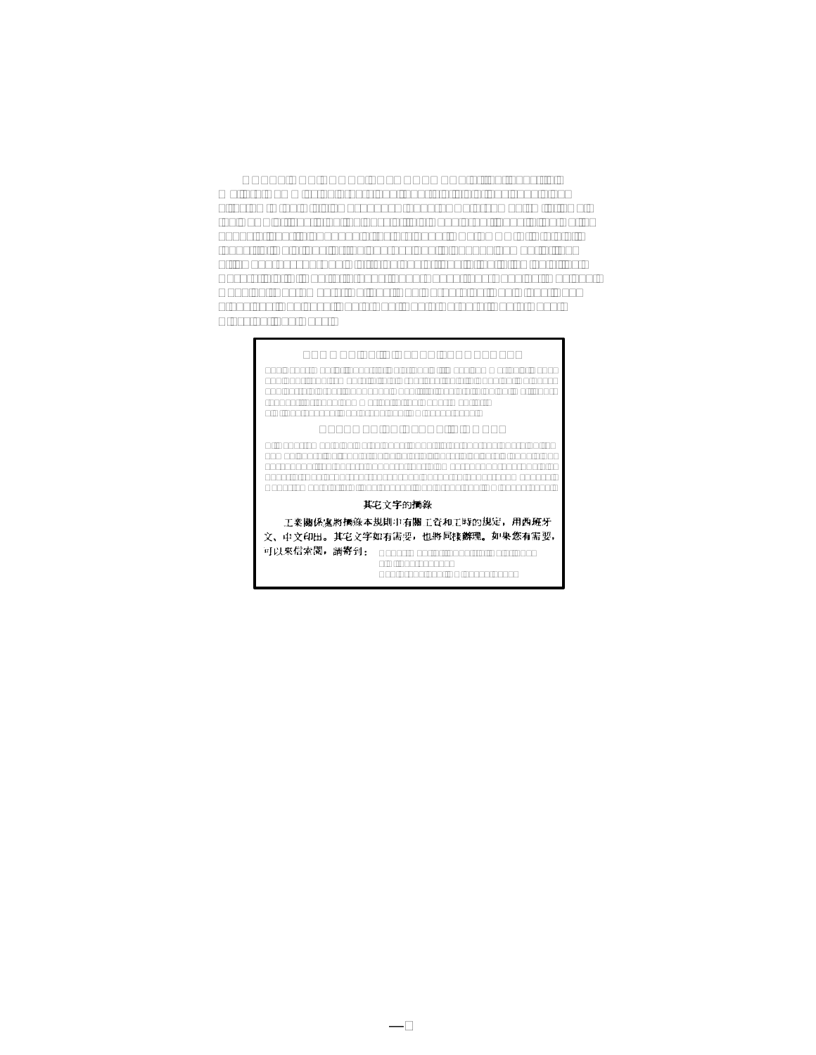其宅文字的摘錄

工業關係處將摘錄本規則中有關工資和工時的規定，用西班牙文、中文印出。其宅文字如有需要，也將同樣辦理。如果您有需要，可以來信索閱，請寄到：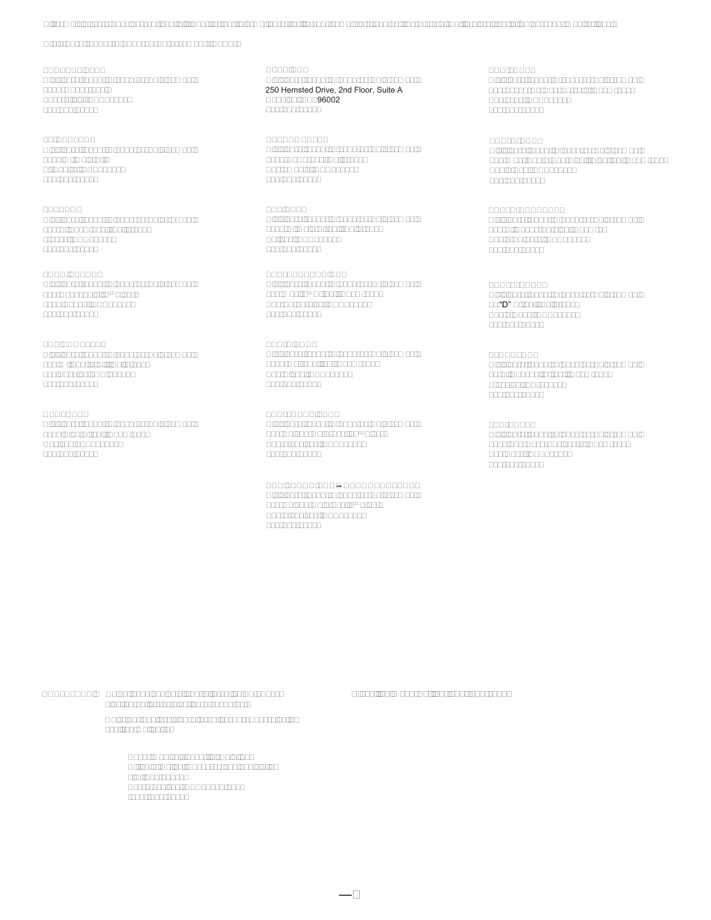250 Hemsted Drive, 2nd Floor, Suite A
96002

“D”